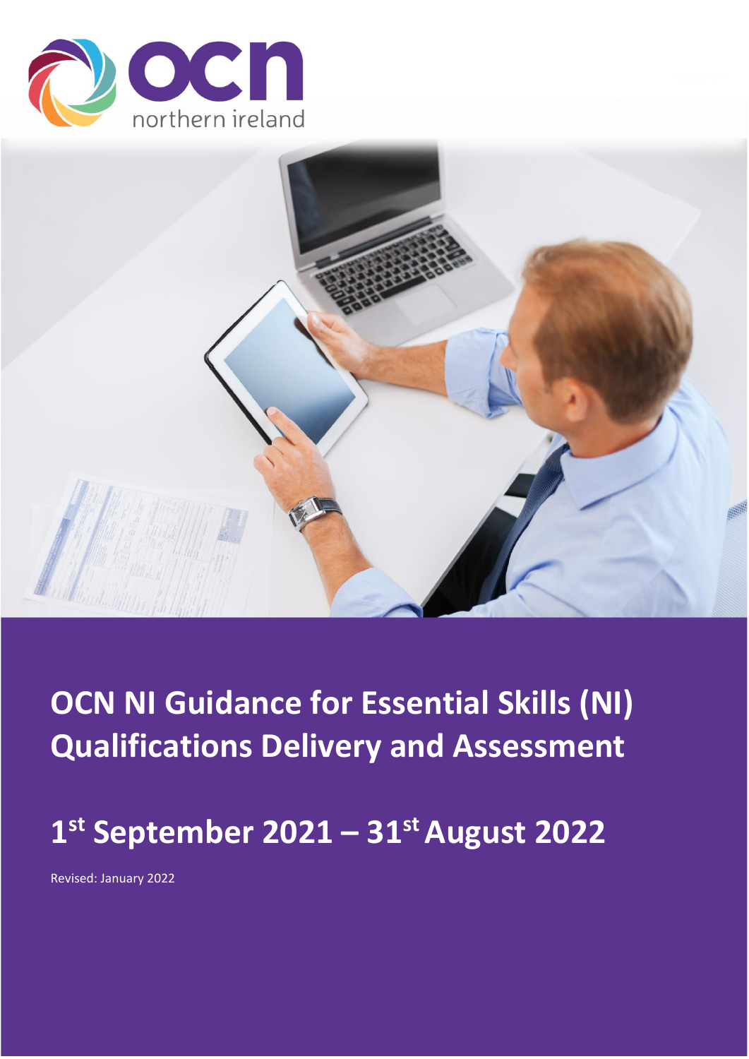# OCN NI Guidance for Essential Skills (NI) Qualifications Delivery and Assessment

## 1st September 2021 – 31st August 2022

Revised: January 2022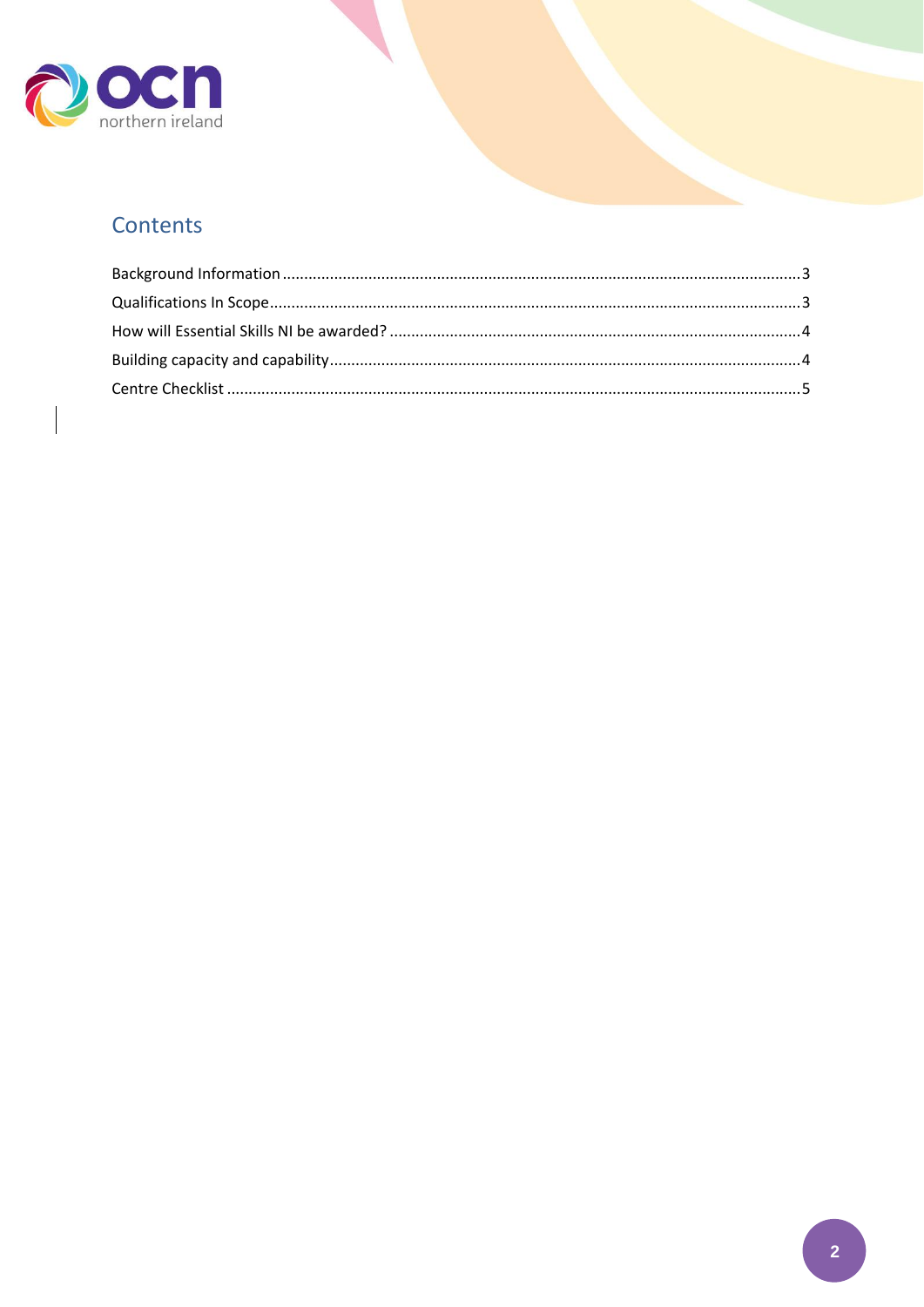## Contents

Background Information ........................................................................................................... 3
Qualifications In Scope ............................................................................................................. 3
How will Essential Skills NI be awarded? ................................................................................. 4
Building capacity and capability ............................................................................................... 4
Centre Checklist ....................................................................................................................... 5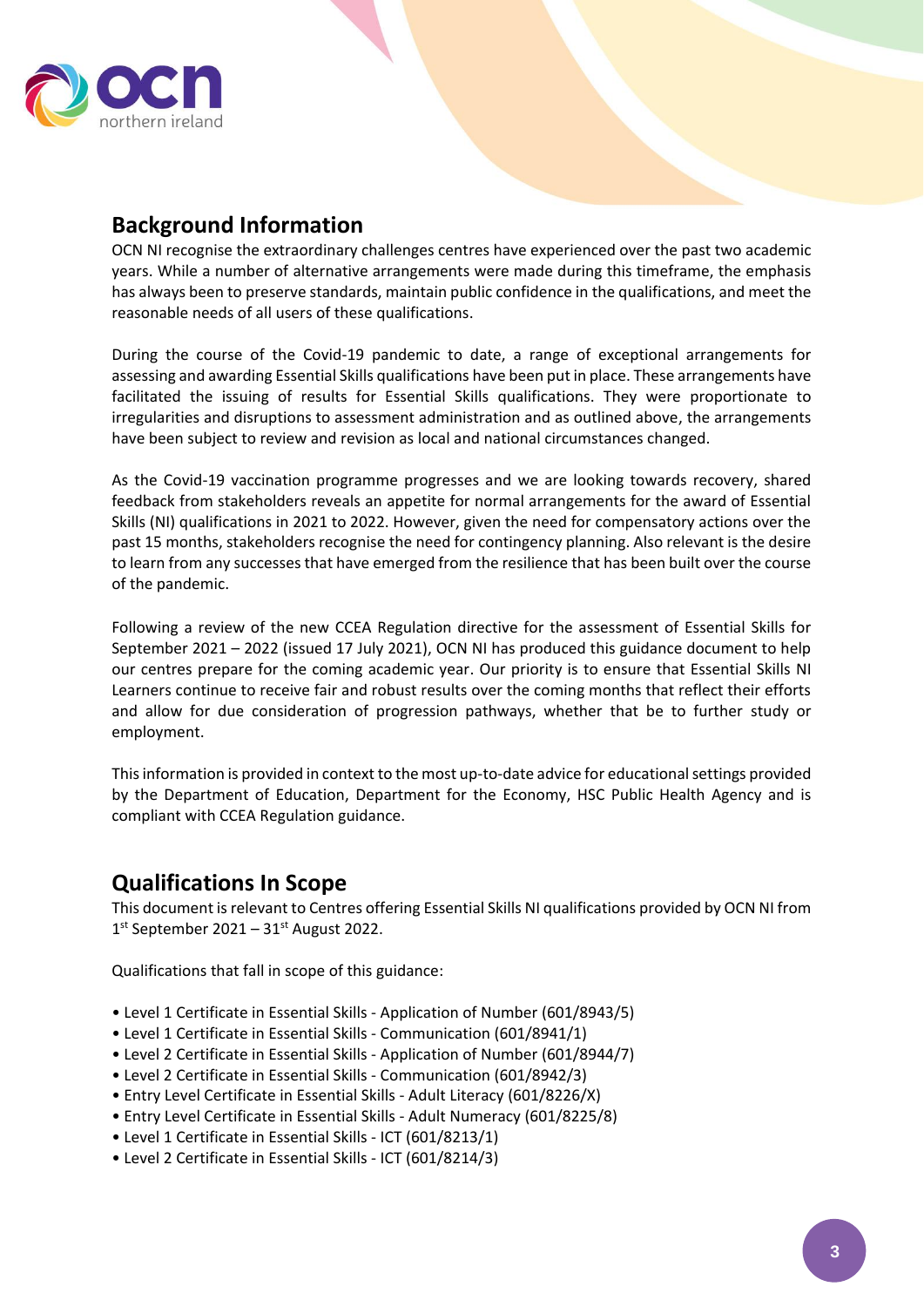## Background Information

OCN NI recognise the extraordinary challenges centres have experienced over the past two academic years. While a number of alternative arrangements were made during this timeframe, the emphasis has always been to preserve standards, maintain public confidence in the qualifications, and meet the reasonable needs of all users of these qualifications.

During the course of the Covid-19 pandemic to date, a range of exceptional arrangements for assessing and awarding Essential Skills qualifications have been put in place. These arrangements have facilitated the issuing of results for Essential Skills qualifications. They were proportionate to irregularities and disruptions to assessment administration and as outlined above, the arrangements have been subject to review and revision as local and national circumstances changed.

As the Covid-19 vaccination programme progresses and we are looking towards recovery, shared feedback from stakeholders reveals an appetite for normal arrangements for the award of Essential Skills (NI) qualifications in 2021 to 2022. However, given the need for compensatory actions over the past 15 months, stakeholders recognise the need for contingency planning. Also relevant is the desire to learn from any successes that have emerged from the resilience that has been built over the course of the pandemic.

Following a review of the new CCEA Regulation directive for the assessment of Essential Skills for September 2021 – 2022 (issued 17 July 2021), OCN NI has produced this guidance document to help our centres prepare for the coming academic year. Our priority is to ensure that Essential Skills NI Learners continue to receive fair and robust results over the coming months that reflect their efforts and allow for due consideration of progression pathways, whether that be to further study or employment.

This information is provided in context to the most up-to-date advice for educational settings provided by the Department of Education, Department for the Economy, HSC Public Health Agency and is compliant with CCEA Regulation guidance.

## Qualifications In Scope

This document is relevant to Centres offering Essential Skills NI qualifications provided by OCN NI from 1st September 2021 – 31st August 2022.

Qualifications that fall in scope of this guidance:

- Level 1 Certificate in Essential Skills - Application of Number (601/8943/5)
- Level 1 Certificate in Essential Skills - Communication (601/8941/1)
- Level 2 Certificate in Essential Skills - Application of Number (601/8944/7)
- Level 2 Certificate in Essential Skills - Communication (601/8942/3)
- Entry Level Certificate in Essential Skills - Adult Literacy (601/8226/X)
- Entry Level Certificate in Essential Skills - Adult Numeracy (601/8225/8)
- Level 1 Certificate in Essential Skills - ICT (601/8213/1)
- Level 2 Certificate in Essential Skills - ICT (601/8214/3)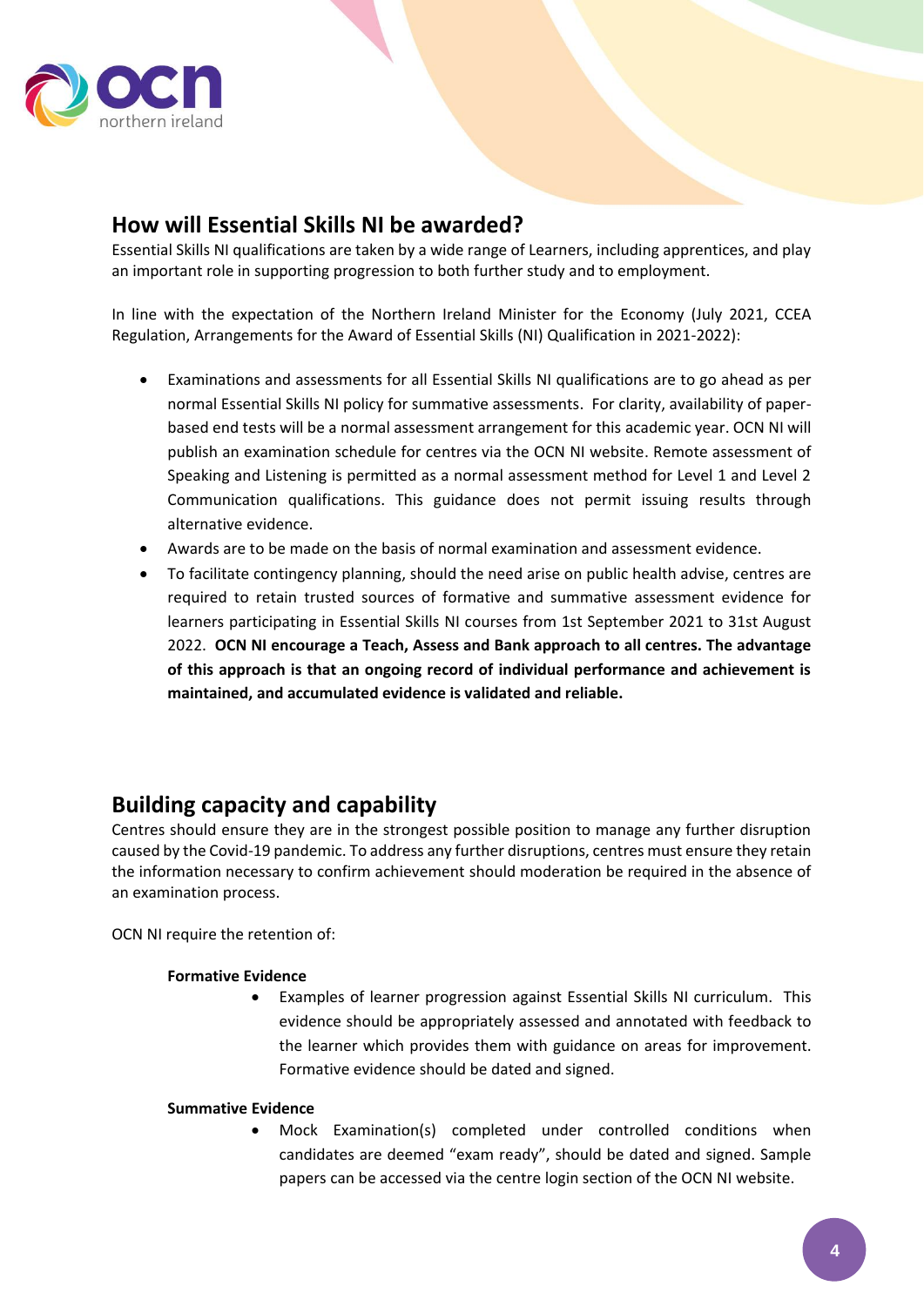## How will Essential Skills NI be awarded?

Essential Skills NI qualifications are taken by a wide range of Learners, including apprentices, and play an important role in supporting progression to both further study and to employment.

In line with the expectation of the Northern Ireland Minister for the Economy (July 2021, CCEA Regulation, Arrangements for the Award of Essential Skills (NI) Qualification in 2021-2022):

- Examinations and assessments for all Essential Skills NI qualifications are to go ahead as per normal Essential Skills NI policy for summative assessments. For clarity, availability of paper-based end tests will be a normal assessment arrangement for this academic year. OCN NI will publish an examination schedule for centres via the OCN NI website. Remote assessment of Speaking and Listening is permitted as a normal assessment method for Level 1 and Level 2 Communication qualifications. This guidance does not permit issuing results through alternative evidence.
- Awards are to be made on the basis of normal examination and assessment evidence.
- To facilitate contingency planning, should the need arise on public health advise, centres are required to retain trusted sources of formative and summative assessment evidence for learners participating in Essential Skills NI courses from 1st September 2021 to 31st August 2022. **OCN NI encourage a Teach, Assess and Bank approach to all centres. The advantage of this approach is that an ongoing record of individual performance and achievement is maintained, and accumulated evidence is validated and reliable.**

## Building capacity and capability

Centres should ensure they are in the strongest possible position to manage any further disruption caused by the Covid-19 pandemic. To address any further disruptions, centres must ensure they retain the information necessary to confirm achievement should moderation be required in the absence of an examination process.

OCN NI require the retention of:

**Formative Evidence**

- Examples of learner progression against Essential Skills NI curriculum. This evidence should be appropriately assessed and annotated with feedback to the learner which provides them with guidance on areas for improvement. Formative evidence should be dated and signed.

**Summative Evidence**

- Mock Examination(s) completed under controlled conditions when candidates are deemed "exam ready", should be dated and signed. Sample papers can be accessed via the centre login section of the OCN NI website.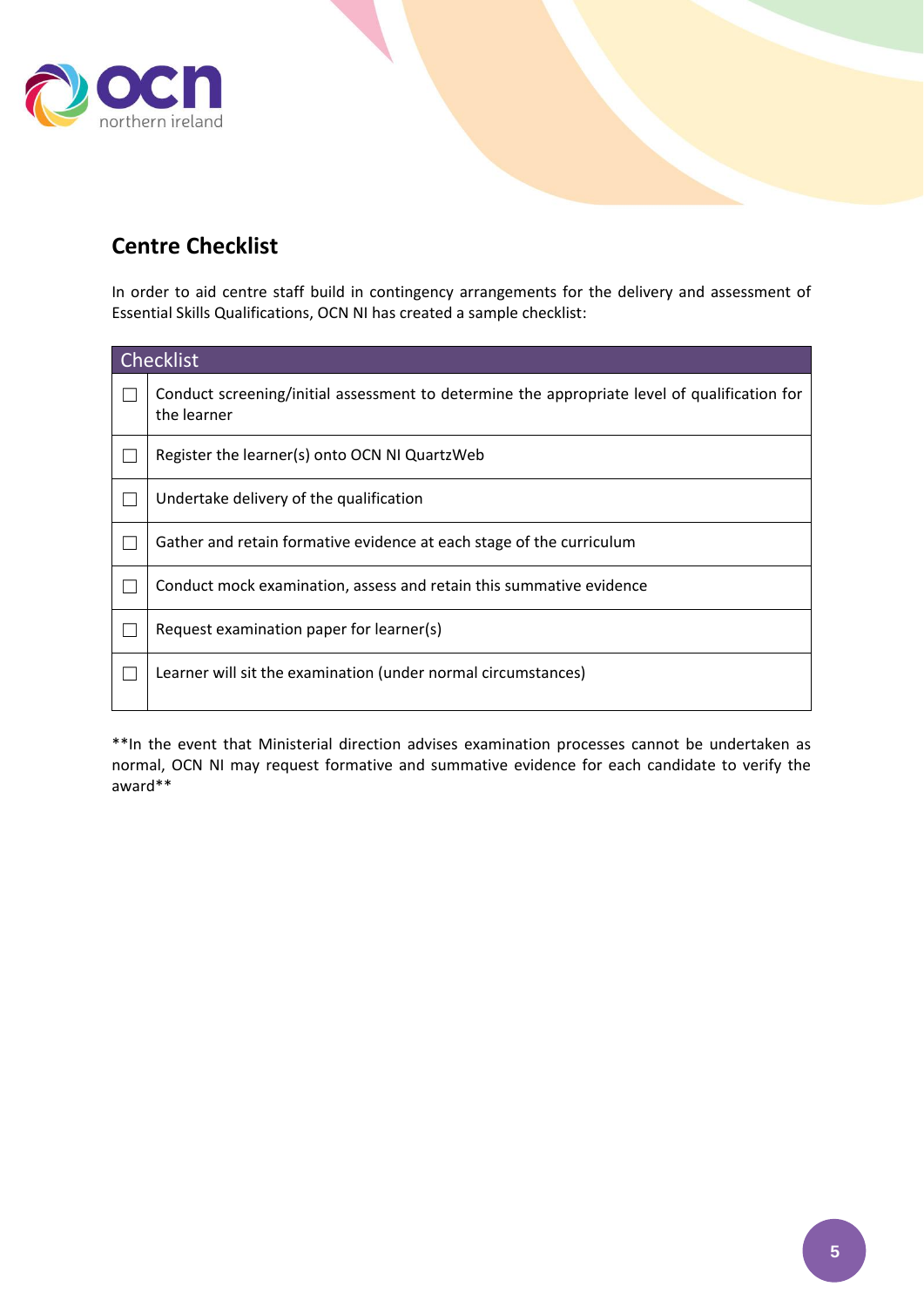## Centre Checklist

In order to aid centre staff build in contingency arrangements for the delivery and assessment of Essential Skills Qualifications, OCN NI has created a sample checklist:

| Checklist | |
|---|---|
| ☐ | Conduct screening/initial assessment to determine the appropriate level of qualification for the learner |
| ☐ | Register the learner(s) onto OCN NI QuartzWeb |
| ☐ | Undertake delivery of the qualification |
| ☐ | Gather and retain formative evidence at each stage of the curriculum |
| ☐ | Conduct mock examination, assess and retain this summative evidence |
| ☐ | Request examination paper for learner(s) |
| ☐ | Learner will sit the examination (under normal circumstances) |

**In the event that Ministerial direction advises examination processes cannot be undertaken as normal, OCN NI may request formative and summative evidence for each candidate to verify the award**